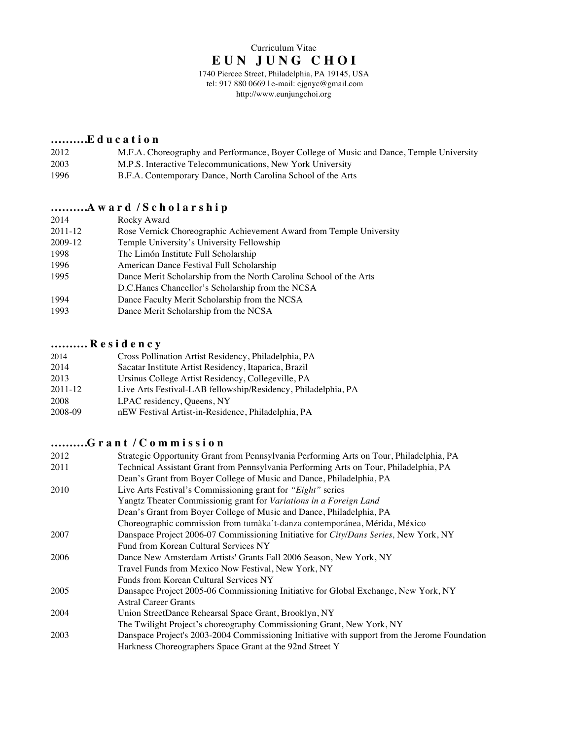Curriculum Vitae

# EUN JUNG CHOI

1740 Piercee Street, Philadelphia, PA 19145, USA
tel: 917 880 0669 | e-mail: ejgnyc@gmail.com
http://www.eunjungchoi.org

## ……….Education

| | |
|---|---|
| 2012 | M.F.A. Choreography and Performance, Boyer College of Music and Dance, Temple University |
| 2003 | M.P.S. Interactive Telecommunications, New York University |
| 1996 | B.F.A. Contemporary Dance, North Carolina School of the Arts |

## ……….Award /Scholarship

| | |
|---|---|
| 2014 | Rocky Award |
| 2011-12 | Rose Vernick Choreographic Achievement Award from Temple University |
| 2009-12 | Temple University's University Fellowship |
| 1998 | The Limón Institute Full Scholarship |
| 1996 | American Dance Festival Full Scholarship |
| 1995 | Dance Merit Scholarship from the North Carolina School of the Arts |
| | D.C.Hanes Chancellor's Scholarship from the NCSA |
| 1994 | Dance Faculty Merit Scholarship from the NCSA |
| 1993 | Dance Merit Scholarship from the NCSA |

## ………. Residency

| | |
|---|---|
| 2014 | Cross Pollination Artist Residency, Philadelphia, PA |
| 2014 | Sacatar Institute Artist Residency, Itaparica, Brazil |
| 2013 | Ursinus College Artist Residency, Collegeville, PA |
| 2011-12 | Live Arts Festival-LAB fellowship/Residency, Philadelphia, PA |
| 2008 | LPAC residency, Queens, NY |
| 2008-09 | nEW Festival Artist-in-Residence, Philadelphia, PA |

## ……….Grant /Commission

| | |
|---|---|
| 2012 | Strategic Opportunity Grant from Pennsylvania Performing Arts on Tour, Philadelphia, PA |
| 2011 | Technical Assistant Grant from Pennsylvania Performing Arts on Tour, Philadelphia, PA |
| | Dean's Grant from Boyer College of Music and Dance, Philadelphia, PA |
| 2010 | Live Arts Festival's Commissioning grant for *"Eight"* series |
| | Yangtz Theater Commissionig grant for *Variations in a Foreign Land* |
| | Dean's Grant from Boyer College of Music and Dance, Philadelphia, PA |
| | Choreographic commission from tumàka't-danza contemporánea, Mérida, México |
| 2007 | Danspace Project 2006-07 Commissioning Initiative for *City/Dans Series,* New York, NY |
| | Fund from Korean Cultural Services NY |
| 2006 | Dance New Amsterdam Artists' Grants Fall 2006 Season, New York, NY |
| | Travel Funds from Mexico Now Festival, New York, NY |
| | Funds from Korean Cultural Services NY |
| 2005 | Dansapce Project 2005-06 Commissioning Initiative for Global Exchange, New York, NY |
| | Astral Career Grants |
| 2004 | Union StreetDance Rehearsal Space Grant, Brooklyn, NY |
| | The Twilight Project's choreography Commissioning Grant, New York, NY |
| 2003 | Danspace Project's 2003-2004 Commissioning Initiative with support from the Jerome Foundation |
| | Harkness Choreographers Space Grant at the 92nd Street Y |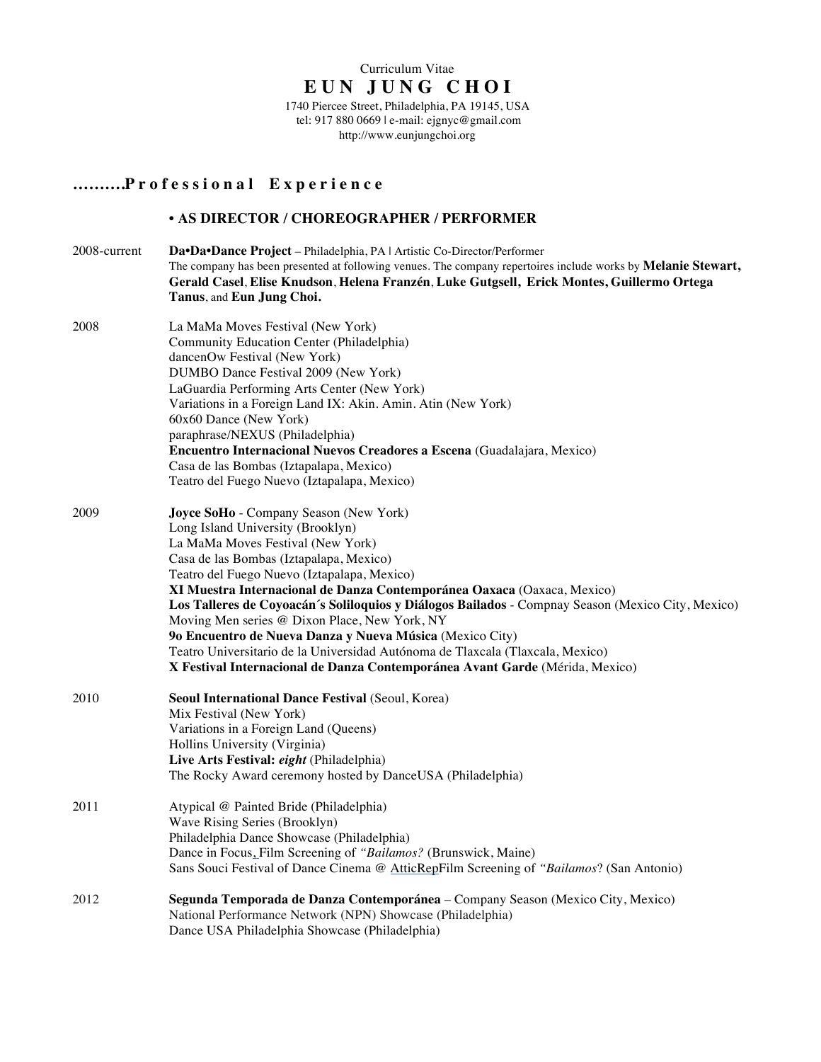Curriculum Vitae

# EUN JUNG CHOI

1740 Piercee Street, Philadelphia, PA 19145, USA
tel: 917 880 0669 | e-mail: ejgnyc@gmail.com
http://www.eunjungchoi.org

## ..........Professional Experience

### • AS DIRECTOR / CHOREOGRAPHER / PERFORMER

2008-current **Da•Da•Dance Project** – Philadelphia, PA | Artistic Co-Director/Performer
The company has been presented at following venues. The company repertoires include works by **Melanie Stewart, Gerald Casel**, **Elise Knudson**, **Helena Franzén**, **Luke Gutgsell, Erick Montes, Guillermo Ortega Tanus**, and **Eun Jung Choi.**

2008
- La MaMa Moves Festival (New York)
- Community Education Center (Philadelphia)
- dancenOw Festival (New York)
- DUMBO Dance Festival 2009 (New York)
- LaGuardia Performing Arts Center (New York)
- Variations in a Foreign Land IX: Akin. Amin. Atin (New York)
- 60x60 Dance (New York)
- paraphrase/NEXUS (Philadelphia)
- **Encuentro Internacional Nuevos Creadores a Escena** (Guadalajara, Mexico)
- Casa de las Bombas (Iztapalapa, Mexico)
- Teatro del Fuego Nuevo (Iztapalapa, Mexico)

2009
- **Joyce SoHo** - Company Season (New York)
- Long Island University (Brooklyn)
- La MaMa Moves Festival (New York)
- Casa de las Bombas (Iztapalapa, Mexico)
- Teatro del Fuego Nuevo (Iztapalapa, Mexico)
- **XI Muestra Internacional de Danza Contemporánea Oaxaca** (Oaxaca, Mexico)
- **Los Talleres de Coyoacán´s Soliloquios y Diálogos Bailados** - Compnay Season (Mexico City, Mexico)
- Moving Men series @ Dixon Place, New York, NY
- **9o Encuentro de Nueva Danza y Nueva Música** (Mexico City)
- Teatro Universitario de la Universidad Autónoma de Tlaxcala (Tlaxcala, Mexico)
- **X Festival Internacional de Danza Contemporánea Avant Garde** (Mérida, Mexico)

2010
- **Seoul International Dance Festival** (Seoul, Korea)
- Mix Festival (New York)
- Variations in a Foreign Land (Queens)
- Hollins University (Virginia)
- **Live Arts Festival:** ***eight*** (Philadelphia)
- The Rocky Award ceremony hosted by DanceUSA (Philadelphia)

2011
- Atypical @ Painted Bride (Philadelphia)
- Wave Rising Series (Brooklyn)
- Philadelphia Dance Showcase (Philadelphia)
- Dance in Focus, Film Screening of *"Bailamos?* (Brunswick, Maine)
- Sans Souci Festival of Dance Cinema @ AtticRepFilm Screening of *"Bailamos*? (San Antonio)

2012
- **Segunda Temporada de Danza Contemporánea** – Company Season (Mexico City, Mexico)
- National Performance Network (NPN) Showcase (Philadelphia)
- Dance USA Philadelphia Showcase (Philadelphia)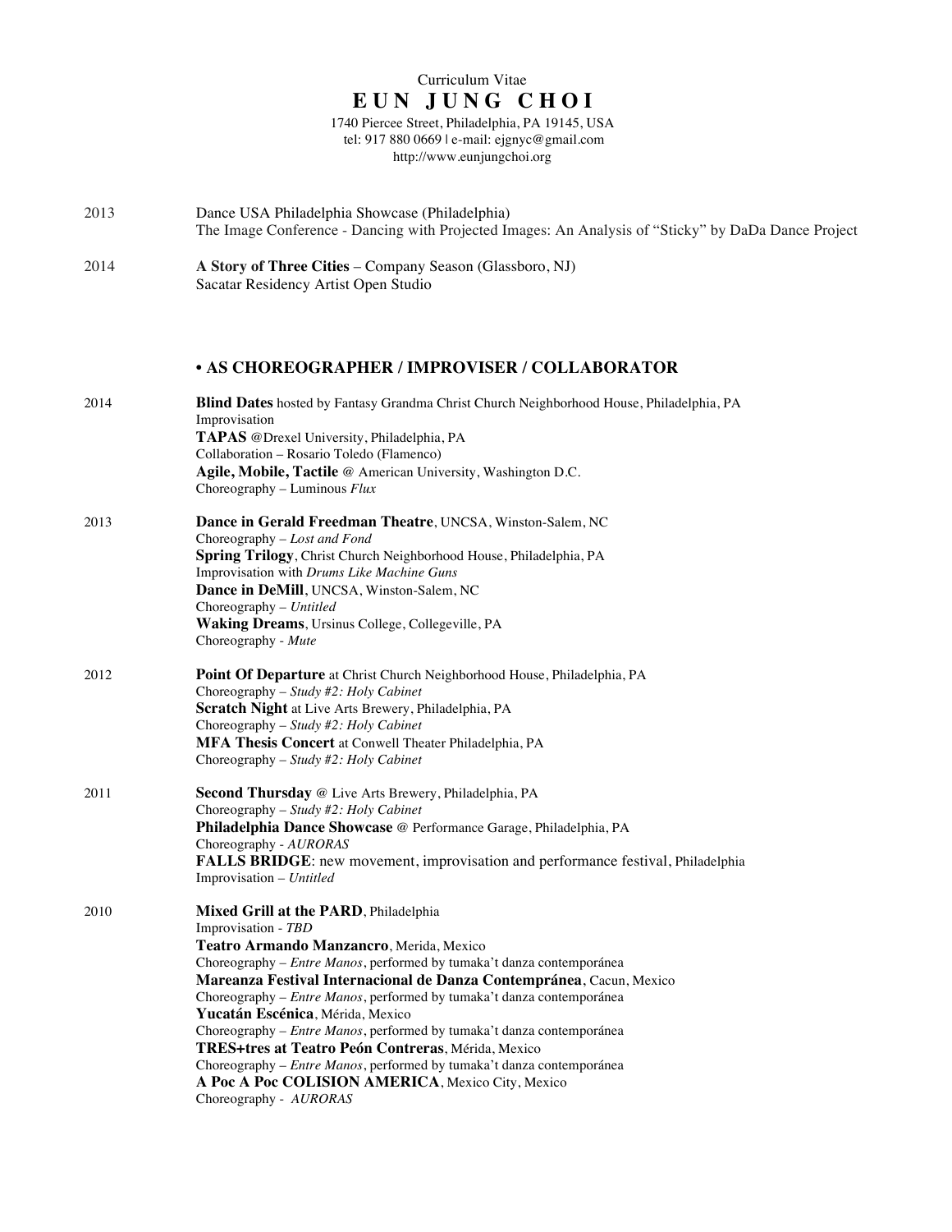Curriculum Vitae

# E U N  J U N G  C H O I

1740 Piercee Street, Philadelphia, PA 19145, USA
tel: 917 880 0669 | e-mail: ejgnyc@gmail.com
http://www.eunjungchoi.org

2013 Dance USA Philadelphia Showcase (Philadelphia)
The Image Conference - Dancing with Projected Images: An Analysis of "Sticky" by DaDa Dance Project

2014 **A Story of Three Cities** – Company Season (Glassboro, NJ)
Sacatar Residency Artist Open Studio

## • AS CHOREOGRAPHER / IMPROVISER / COLLABORATOR

2014

**Blind Dates** hosted by Fantasy Grandma Christ Church Neighborhood House, Philadelphia, PA
Improvisation
**TAPAS** @Drexel University, Philadelphia, PA
Collaboration – Rosario Toledo (Flamenco)
**Agile, Mobile, Tactile** @ American University, Washington D.C.
Choreography – Luminous *Flux*

2013

**Dance in Gerald Freedman Theatre**, UNCSA, Winston-Salem, NC
Choreography – *Lost and Fond*
**Spring Trilogy**, Christ Church Neighborhood House, Philadelphia, PA
Improvisation with *Drums Like Machine Guns*
**Dance in DeMill**, UNCSA, Winston-Salem, NC
Choreography – *Untitled*
**Waking Dreams**, Ursinus College, Collegeville, PA
Choreography - *Mute*

2012

**Point Of Departure** at Christ Church Neighborhood House, Philadelphia, PA
Choreography – *Study #2: Holy Cabinet*
**Scratch Night** at Live Arts Brewery, Philadelphia, PA
Choreography – *Study #2: Holy Cabinet*
**MFA Thesis Concert** at Conwell Theater Philadelphia, PA
Choreography – *Study #2: Holy Cabinet*

2011

**Second Thursday** @ Live Arts Brewery, Philadelphia, PA
Choreography – *Study #2: Holy Cabinet*
**Philadelphia Dance Showcase** @ Performance Garage, Philadelphia, PA
Choreography - *AURORAS*
**FALLS BRIDGE**: new movement, improvisation and performance festival, Philadelphia
Improvisation – *Untitled*

2010

**Mixed Grill at the PARD**, Philadelphia
Improvisation - *TBD*
**Teatro Armando Manzancro**, Merida, Mexico
Choreography – *Entre Manos*, performed by tumaka't danza contemporánea
**Mareanza Festival Internacional de Danza Contempránea**, Cacun, Mexico
Choreography – *Entre Manos*, performed by tumaka't danza contemporánea
**Yucatán Escénica**, Mérida, Mexico
Choreography – *Entre Manos*, performed by tumaka't danza contemporánea
**TRES+tres at Teatro Peón Contreras**, Mérida, Mexico
Choreography – *Entre Manos*, performed by tumaka't danza contemporánea
**A Poc A Poc COLISION AMERICA**, Mexico City, Mexico
Choreography - *AURORAS*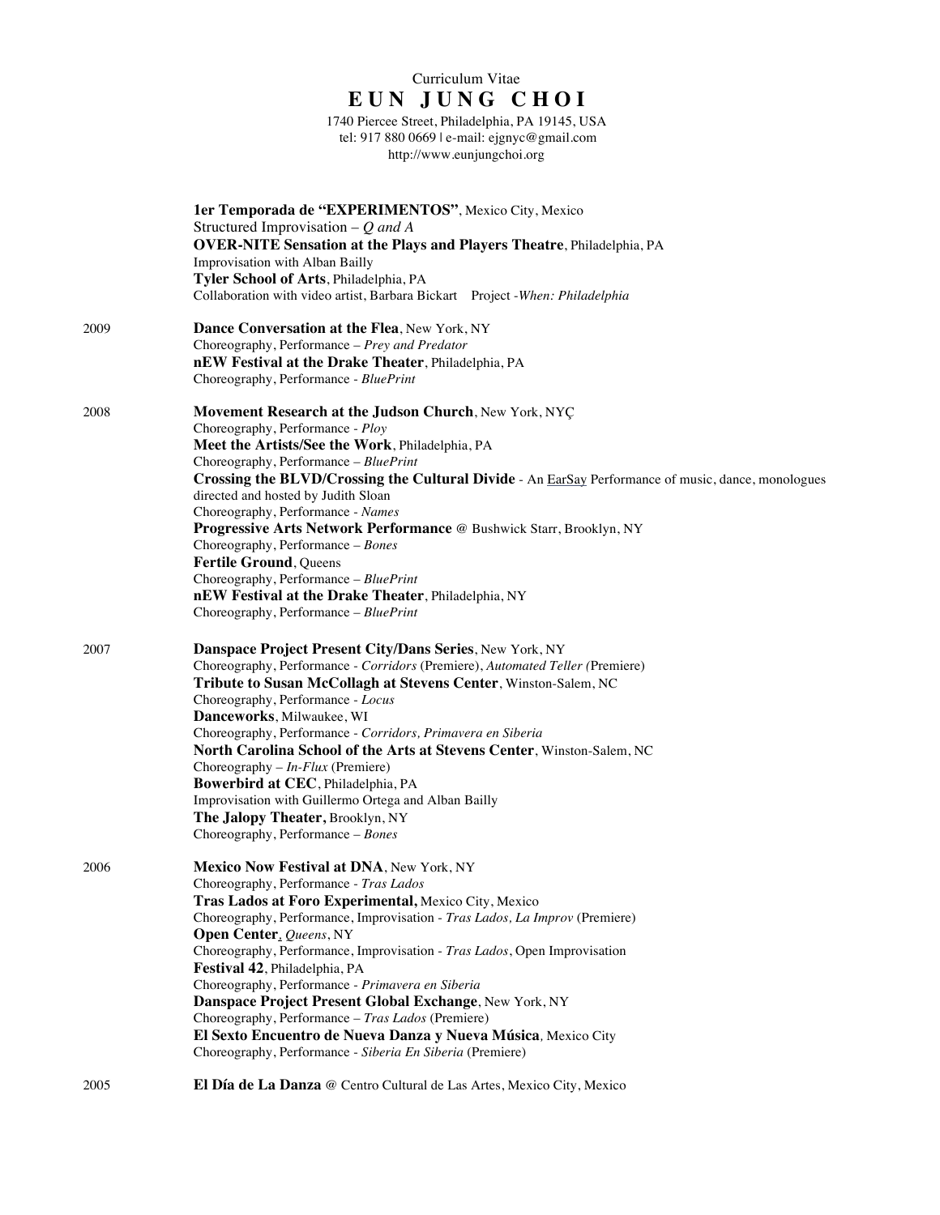Curriculum Vitae

# E U N J U N G C H O I

1740 Piercee Street, Philadelphia, PA 19145, USA
tel: 917 880 0669 | e-mail: ejgnyc@gmail.com
http://www.eunjungchoi.org

**1er Temporada de "EXPERIMENTOS"**, Mexico City, Mexico
Structured Improvisation – *Q and A*
**OVER-NITE Sensation at the Plays and Players Theatre**, Philadelphia, PA
Improvisation with Alban Bailly
**Tyler School of Arts**, Philadelphia, PA
Collaboration with video artist, Barbara Bickart Project -*When: Philadelphia*

**2009**

**Dance Conversation at the Flea**, New York, NY
Choreography, Performance – *Prey and Predator*
**nEW Festival at the Drake Theater**, Philadelphia, PA
Choreography, Performance - *BluePrint*

**2008**

**Movement Research at the Judson Church**, New York, NYÇ
Choreography, Performance - *Ploy*
**Meet the Artists/See the Work**, Philadelphia, PA
Choreography, Performance – *BluePrint*
**Crossing the BLVD/Crossing the Cultural Divide** - An EarSay Performance of music, dance, monologues directed and hosted by Judith Sloan
Choreography, Performance - *Names*
**Progressive Arts Network Performance** @ Bushwick Starr, Brooklyn, NY
Choreography, Performance – *Bones*
**Fertile Ground**, Queens
Choreography, Performance – *BluePrint*
**nEW Festival at the Drake Theater**, Philadelphia, NY
Choreography, Performance – *BluePrint*

**2007**

**Danspace Project Present City/Dans Series**, New York, NY
Choreography, Performance - *Corridors* (Premiere), *Automated Teller* (Premiere)
**Tribute to Susan McCollagh at Stevens Center**, Winston-Salem, NC
Choreography, Performance - *Locus*
**Danceworks**, Milwaukee, WI
Choreography, Performance - *Corridors, Primavera en Siberia*
**North Carolina School of the Arts at Stevens Center**, Winston-Salem, NC
Choreography – *In-Flux* (Premiere)
**Bowerbird at CEC**, Philadelphia, PA
Improvisation with Guillermo Ortega and Alban Bailly
**The Jalopy Theater,** Brooklyn, NY
Choreography, Performance – *Bones*

**2006**

**Mexico Now Festival at DNA**, New York, NY
Choreography, Performance - *Tras Lados*
**Tras Lados at Foro Experimental,** Mexico City, Mexico
Choreography, Performance, Improvisation - *Tras Lados, La Improv* (Premiere)
**Open Center**, *Queens*, NY
Choreography, Performance, Improvisation - *Tras Lados*, Open Improvisation
**Festival 42**, Philadelphia, PA
Choreography, Performance - *Primavera en Siberia*
**Danspace Project Present Global Exchange**, New York, NY
Choreography, Performance – *Tras Lados* (Premiere)
**El Sexto Encuentro de Nueva Danza y Nueva Música***,* Mexico City
Choreography, Performance - *Siberia En Siberia* (Premiere)

**2005**

**El Día de La Danza** @ Centro Cultural de Las Artes, Mexico City, Mexico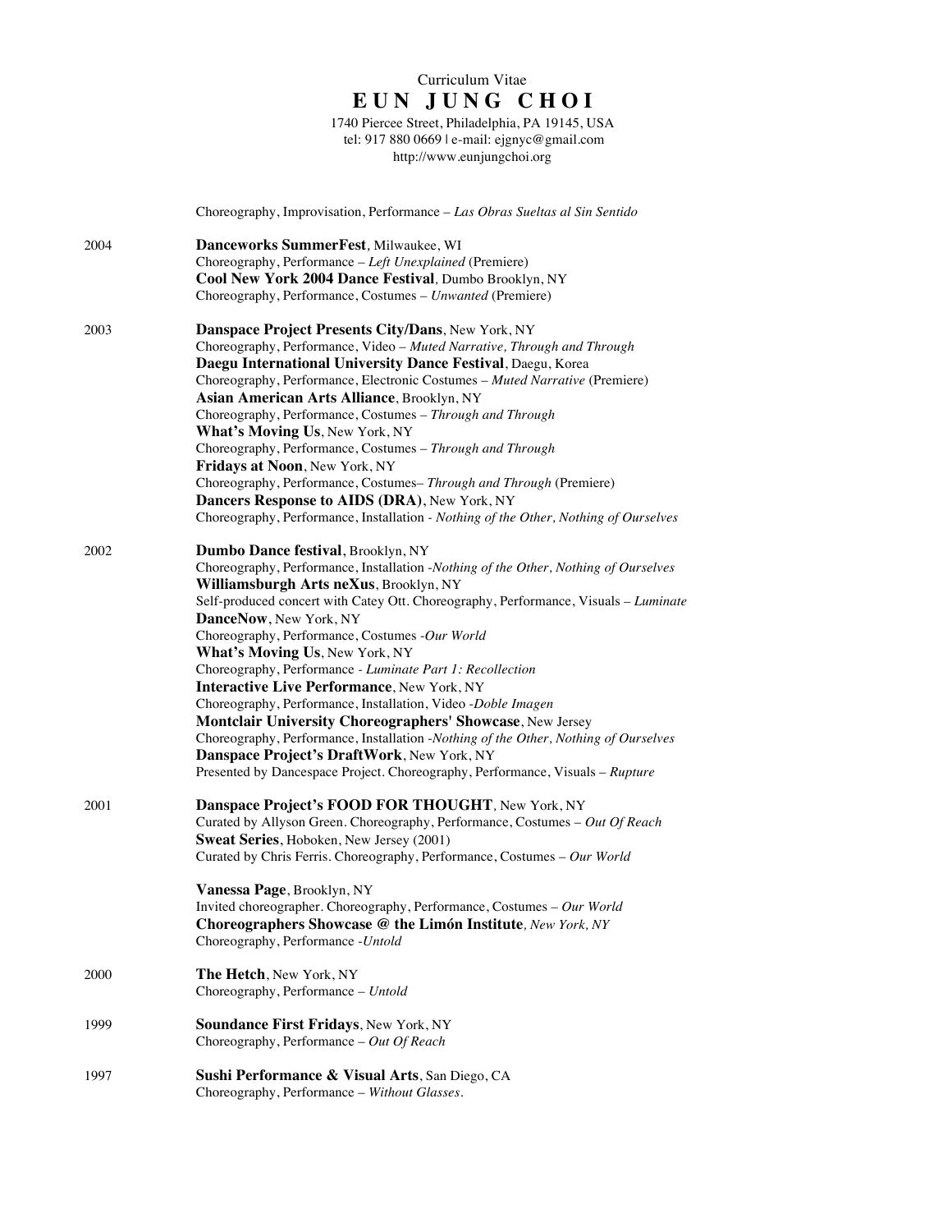Curriculum Vitae

# EUN JUNG CHOI

1740 Piercee Street, Philadelphia, PA 19145, USA
tel: 917 880 0669 | e-mail: ejgnyc@gmail.com
http://www.eunjungchoi.org

Choreography, Improvisation, Performance – *Las Obras Sueltas al Sin Sentido*

2004

**Danceworks SummerFest**, Milwaukee, WI
Choreography, Performance – *Left Unexplained* (Premiere)
**Cool New York 2004 Dance Festival**, Dumbo Brooklyn, NY
Choreography, Performance, Costumes – *Unwanted* (Premiere)

2003

**Danspace Project Presents City/Dans**, New York, NY
Choreography, Performance, Video – *Muted Narrative, Through and Through*
**Daegu International University Dance Festival**, Daegu, Korea
Choreography, Performance, Electronic Costumes – *Muted Narrative* (Premiere)
**Asian American Arts Alliance**, Brooklyn, NY
Choreography, Performance, Costumes – *Through and Through*
**What's Moving Us**, New York, NY
Choreography, Performance, Costumes – *Through and Through*
**Fridays at Noon**, New York, NY
Choreography, Performance, Costumes– *Through and Through* (Premiere)
**Dancers Response to AIDS (DRA)**, New York, NY
Choreography, Performance, Installation - *Nothing of the Other, Nothing of Ourselves*

2002

**Dumbo Dance festival**, Brooklyn, NY
Choreography, Performance, Installation -*Nothing of the Other, Nothing of Ourselves*
**Williamsburgh Arts neXus**, Brooklyn, NY
Self-produced concert with Catey Ott. Choreography, Performance, Visuals – *Luminate*
**DanceNow**, New York, NY
Choreography, Performance, Costumes -*Our World*
**What's Moving Us**, New York, NY
Choreography, Performance - *Luminate Part 1: Recollection*
**Interactive Live Performance**, New York, NY
Choreography, Performance, Installation, Video -*Doble Imagen*
**Montclair University Choreographers' Showcase**, New Jersey
Choreography, Performance, Installation -*Nothing of the Other, Nothing of Ourselves*
**Danspace Project's DraftWork**, New York, NY
Presented by Dancespace Project. Choreography, Performance, Visuals – *Rupture*

2001

**Danspace Project's FOOD FOR THOUGHT**, New York, NY
Curated by Allyson Green. Choreography, Performance, Costumes – *Out Of Reach*
**Sweat Series**, Hoboken, New Jersey (2001)
Curated by Chris Ferris. Choreography, Performance, Costumes – *Our World*

**Vanessa Page**, Brooklyn, NY
Invited choreographer. Choreography, Performance, Costumes – *Our World*
**Choreographers Showcase @ the Limón Institute**, *New York, NY*
Choreography, Performance -*Untold*

2000

**The Hetch**, New York, NY
Choreography, Performance – *Untold*

1999

**Soundance First Fridays**, New York, NY
Choreography, Performance – *Out Of Reach*

1997

**Sushi Performance & Visual Arts**, San Diego, CA
Choreography, Performance – *Without Glasses*.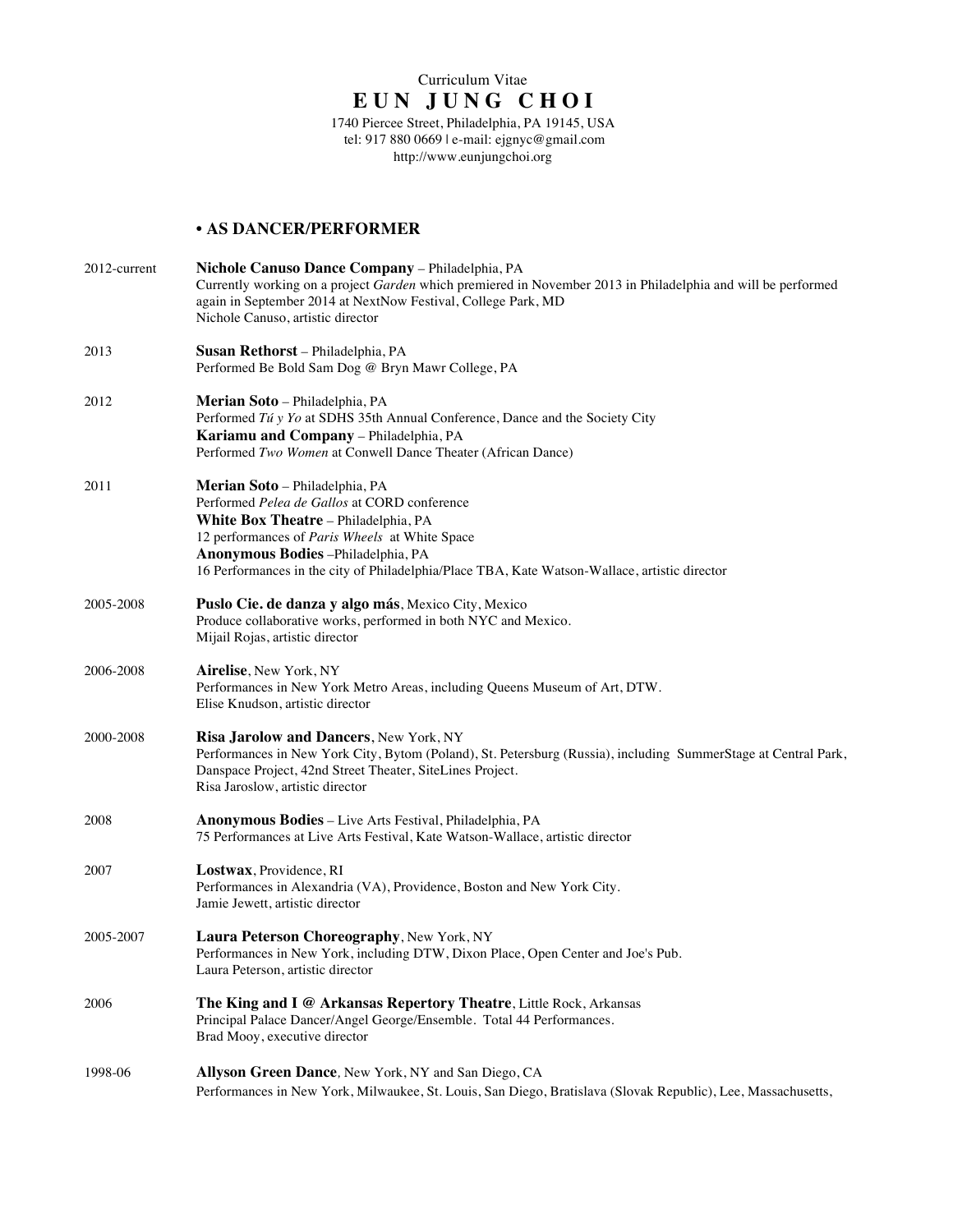Curriculum Vitae

# EUN JUNG CHOI

1740 Piercee Street, Philadelphia, PA 19145, USA
tel: 917 880 0669 | e-mail: ejgnyc@gmail.com
http://www.eunjungchoi.org

## • AS DANCER/PERFORMER

2012-current — **Nichole Canuso Dance Company** – Philadelphia, PA
Currently working on a project *Garden* which premiered in November 2013 in Philadelphia and will be performed again in September 2014 at NextNow Festival, College Park, MD
Nichole Canuso, artistic director

2013 — **Susan Rethorst** – Philadelphia, PA
Performed Be Bold Sam Dog @ Bryn Mawr College, PA

2012 — **Merian Soto** – Philadelphia, PA
Performed *Tú y Yo* at SDHS 35th Annual Conference, Dance and the Society City
**Kariamu and Company** – Philadelphia, PA
Performed *Two Women* at Conwell Dance Theater (African Dance)

2011 — **Merian Soto** – Philadelphia, PA
Performed *Pelea de Gallos* at CORD conference
**White Box Theatre** – Philadelphia, PA
12 performances of *Paris Wheels* at White Space
**Anonymous Bodies** –Philadelphia, PA
16 Performances in the city of Philadelphia/Place TBA, Kate Watson-Wallace, artistic director

2005-2008 — **Puslo Cie. de danza y algo más**, Mexico City, Mexico
Produce collaborative works, performed in both NYC and Mexico.
Mijail Rojas, artistic director

2006-2008 — **Airelise**, New York, NY
Performances in New York Metro Areas, including Queens Museum of Art, DTW.
Elise Knudson, artistic director

2000-2008 — **Risa Jarolow and Dancers**, New York, NY
Performances in New York City, Bytom (Poland), St. Petersburg (Russia), including SummerStage at Central Park, Danspace Project, 42nd Street Theater, SiteLines Project.
Risa Jaroslow, artistic director

2008 — **Anonymous Bodies** – Live Arts Festival, Philadelphia, PA
75 Performances at Live Arts Festival, Kate Watson-Wallace, artistic director

2007 — **Lostwax**, Providence, RI
Performances in Alexandria (VA), Providence, Boston and New York City.
Jamie Jewett, artistic director

2005-2007 — **Laura Peterson Choreography**, New York, NY
Performances in New York, including DTW, Dixon Place, Open Center and Joe's Pub.
Laura Peterson, artistic director

2006 — **The King and I @ Arkansas Repertory Theatre**, Little Rock, Arkansas
Principal Palace Dancer/Angel George/Ensemble. Total 44 Performances.
Brad Mooy, executive director

1998-06 — **Allyson Green Dance**, New York, NY and San Diego, CA
Performances in New York, Milwaukee, St. Louis, San Diego, Bratislava (Slovak Republic), Lee, Massachusetts,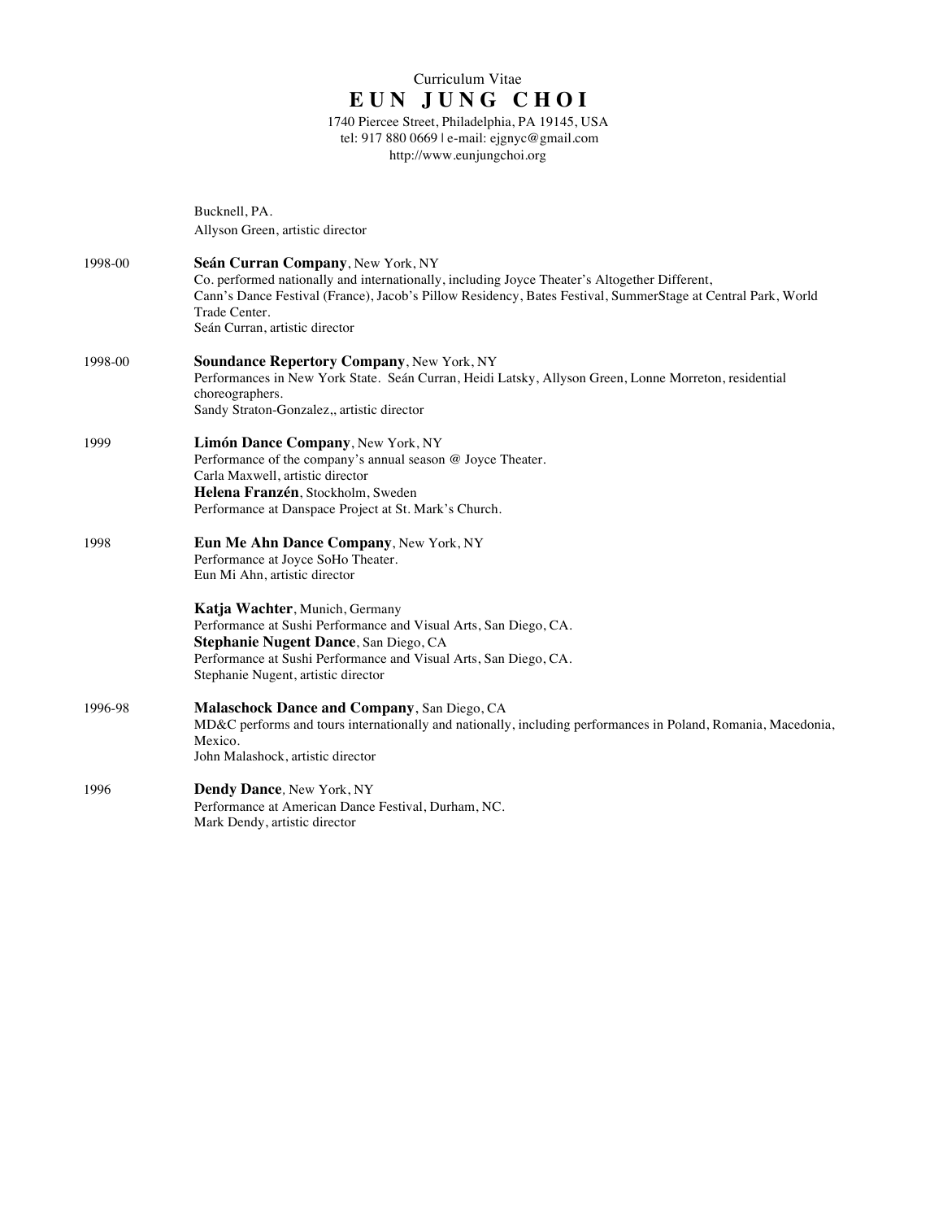Curriculum Vitae

# EUN JUNG CHOI

1740 Piercee Street, Philadelphia, PA 19145, USA
tel: 917 880 0669 | e-mail: ejgnyc@gmail.com
http://www.eunjungchoi.org

Bucknell, PA.
Allyson Green, artistic director

1998-00 **Seán Curran Company**, New York, NY
Co. performed nationally and internationally, including Joyce Theater's Altogether Different, Cann's Dance Festival (France), Jacob's Pillow Residency, Bates Festival, SummerStage at Central Park, World Trade Center.
Seán Curran, artistic director

1998-00 **Soundance Repertory Company**, New York, NY
Performances in New York State. Seán Curran, Heidi Latsky, Allyson Green, Lonne Morreton, residential choreographers.
Sandy Straton-Gonzalez,, artistic director

1999 **Limón Dance Company**, New York, NY
Performance of the company's annual season @ Joyce Theater.
Carla Maxwell, artistic director
**Helena Franzén**, Stockholm, Sweden
Performance at Danspace Project at St. Mark's Church.

1998 **Eun Me Ahn Dance Company**, New York, NY
Performance at Joyce SoHo Theater.
Eun Mi Ahn, artistic director

**Katja Wachter**, Munich, Germany
Performance at Sushi Performance and Visual Arts, San Diego, CA.
**Stephanie Nugent Dance**, San Diego, CA
Performance at Sushi Performance and Visual Arts, San Diego, CA.
Stephanie Nugent, artistic director

1996-98 **Malaschock Dance and Company**, San Diego, CA
MD&C performs and tours internationally and nationally, including performances in Poland, Romania, Macedonia, Mexico.
John Malashock, artistic director

1996 **Dendy Dance**, New York, NY
Performance at American Dance Festival, Durham, NC.
Mark Dendy, artistic director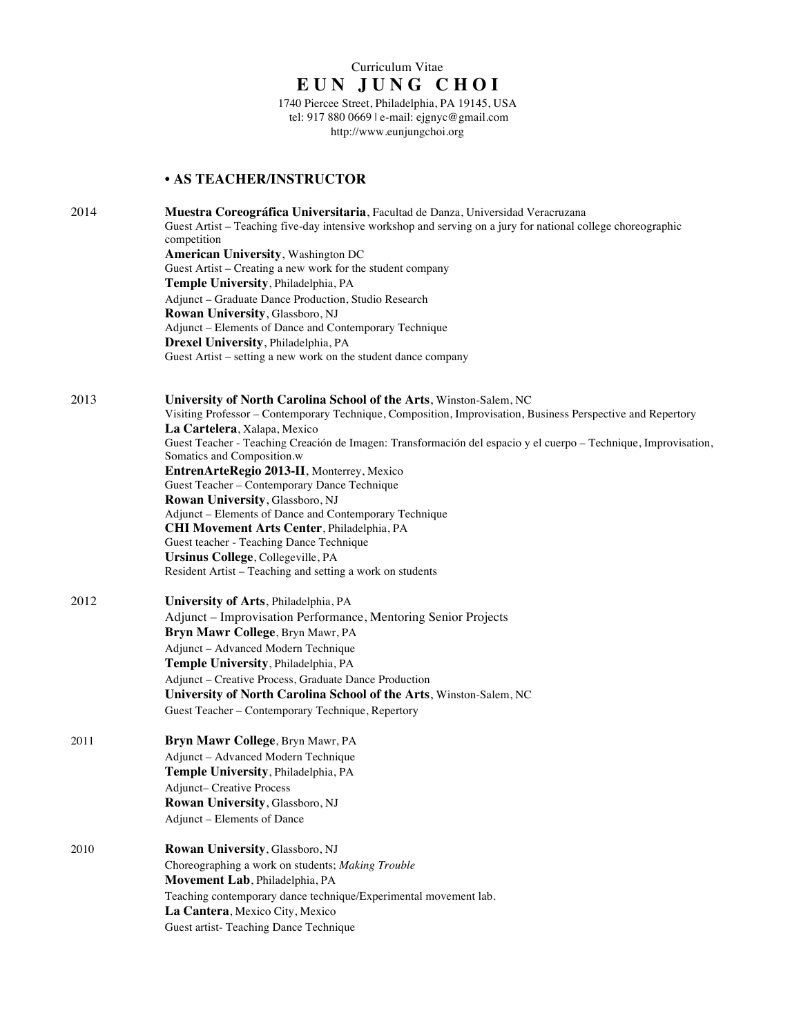Curriculum Vitae

# EUN JUNG CHOI

1740 Piercee Street, Philadelphia, PA 19145, USA
tel: 917 880 0669 | e-mail: ejgnyc@gmail.com
http://www.eunjungchoi.org

## • AS TEACHER/INSTRUCTOR

**2014**

**Muestra Coreográfica Universitaria**, Facultad de Danza, Universidad Veracruzana
Guest Artist – Teaching five-day intensive workshop and serving on a jury for national college choreographic competition

**American University**, Washington DC
Guest Artist – Creating a new work for the student company

**Temple University**, Philadelphia, PA
Adjunct – Graduate Dance Production, Studio Research

**Rowan University**, Glassboro, NJ
Adjunct – Elements of Dance and Contemporary Technique

**Drexel University**, Philadelphia, PA
Guest Artist – setting a new work on the student dance company

**2013**

**University of North Carolina School of the Arts**, Winston-Salem, NC
Visiting Professor – Contemporary Technique, Composition, Improvisation, Business Perspective and Repertory

**La Cartelera**, Xalapa, Mexico
Guest Teacher - Teaching Creación de Imagen: Transformación del espacio y el cuerpo – Technique, Improvisation, Somatics and Composition.w

**EntrenArteRegio 2013-II**, Monterrey, Mexico
Guest Teacher – Contemporary Dance Technique

**Rowan University**, Glassboro, NJ
Adjunct – Elements of Dance and Contemporary Technique

**CHI Movement Arts Center**, Philadelphia, PA
Guest teacher - Teaching Dance Technique

**Ursinus College**, Collegeville, PA
Resident Artist – Teaching and setting a work on students

**2012**

**University of Arts**, Philadelphia, PA
Adjunct – Improvisation Performance, Mentoring Senior Projects

**Bryn Mawr College**, Bryn Mawr, PA
Adjunct – Advanced Modern Technique

**Temple University**, Philadelphia, PA
Adjunct – Creative Process, Graduate Dance Production

**University of North Carolina School of the Arts**, Winston-Salem, NC
Guest Teacher – Contemporary Technique, Repertory

**2011**

**Bryn Mawr College**, Bryn Mawr, PA
Adjunct – Advanced Modern Technique

**Temple University**, Philadelphia, PA
Adjunct– Creative Process

**Rowan University**, Glassboro, NJ
Adjunct – Elements of Dance

**2010**

**Rowan University**, Glassboro, NJ
Choreographing a work on students; *Making Trouble*

**Movement Lab**, Philadelphia, PA
Teaching contemporary dance technique/Experimental movement lab.

**La Cantera**, Mexico City, Mexico
Guest artist- Teaching Dance Technique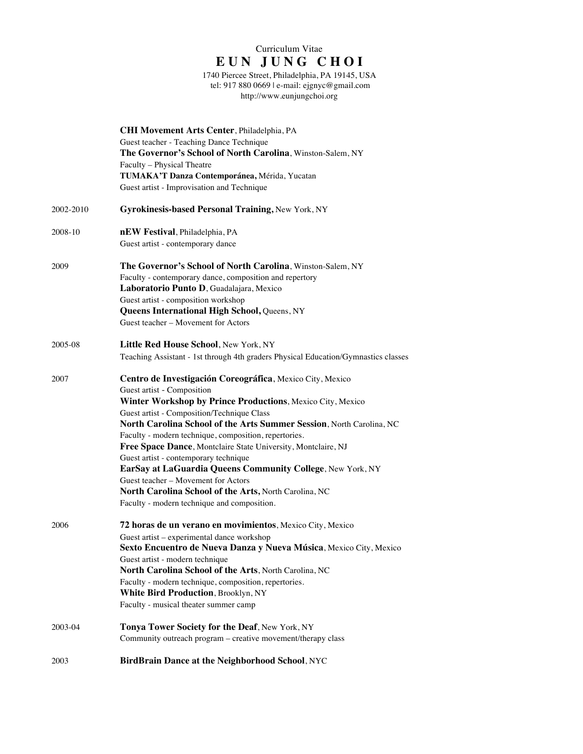Curriculum Vitae

# EUN JUNG CHOI

1740 Piercee Street, Philadelphia, PA 19145, USA
tel: 917 880 0669 | e-mail: ejgnyc@gmail.com
http://www.eunjungchoi.org

**CHI Movement Arts Center**, Philadelphia, PA
Guest teacher - Teaching Dance Technique
**The Governor's School of North Carolina**, Winston-Salem, NY
Faculty – Physical Theatre
**TUMAKA'T Danza Contemporánea,** Mérida, Yucatan
Guest artist - Improvisation and Technique

2002-2010 **Gyrokinesis-based Personal Training,** New York, NY

2008-10 **nEW Festival**, Philadelphia, PA
Guest artist - contemporary dance

2009 **The Governor's School of North Carolina**, Winston-Salem, NY
Faculty - contemporary dance, composition and repertory
**Laboratorio Punto D**, Guadalajara, Mexico
Guest artist - composition workshop
**Queens International High School,** Queens, NY
Guest teacher – Movement for Actors

2005-08 **Little Red House School**, New York, NY
Teaching Assistant - 1st through 4th graders Physical Education/Gymnastics classes

2007 **Centro de Investigación Coreográfica**, Mexico City, Mexico
Guest artist - Composition
**Winter Workshop by Prince Productions**, Mexico City, Mexico
Guest artist - Composition/Technique Class
**North Carolina School of the Arts Summer Session**, North Carolina, NC
Faculty - modern technique, composition, repertories.
**Free Space Dance**, Montclaire State University, Montclaire, NJ
Guest artist - contemporary technique
**EarSay at LaGuardia Queens Community College**, New York, NY
Guest teacher – Movement for Actors
**North Carolina School of the Arts,** North Carolina, NC
Faculty - modern technique and composition.

2006 **72 horas de un verano en movimientos**, Mexico City, Mexico
Guest artist – experimental dance workshop
**Sexto Encuentro de Nueva Danza y Nueva Música**, Mexico City, Mexico
Guest artist - modern technique
**North Carolina School of the Arts**, North Carolina, NC
Faculty - modern technique, composition, repertories.
**White Bird Production**, Brooklyn, NY
Faculty - musical theater summer camp

2003-04 **Tonya Tower Society for the Deaf**, New York, NY
Community outreach program – creative movement/therapy class

2003 **BirdBrain Dance at the Neighborhood School**, NYC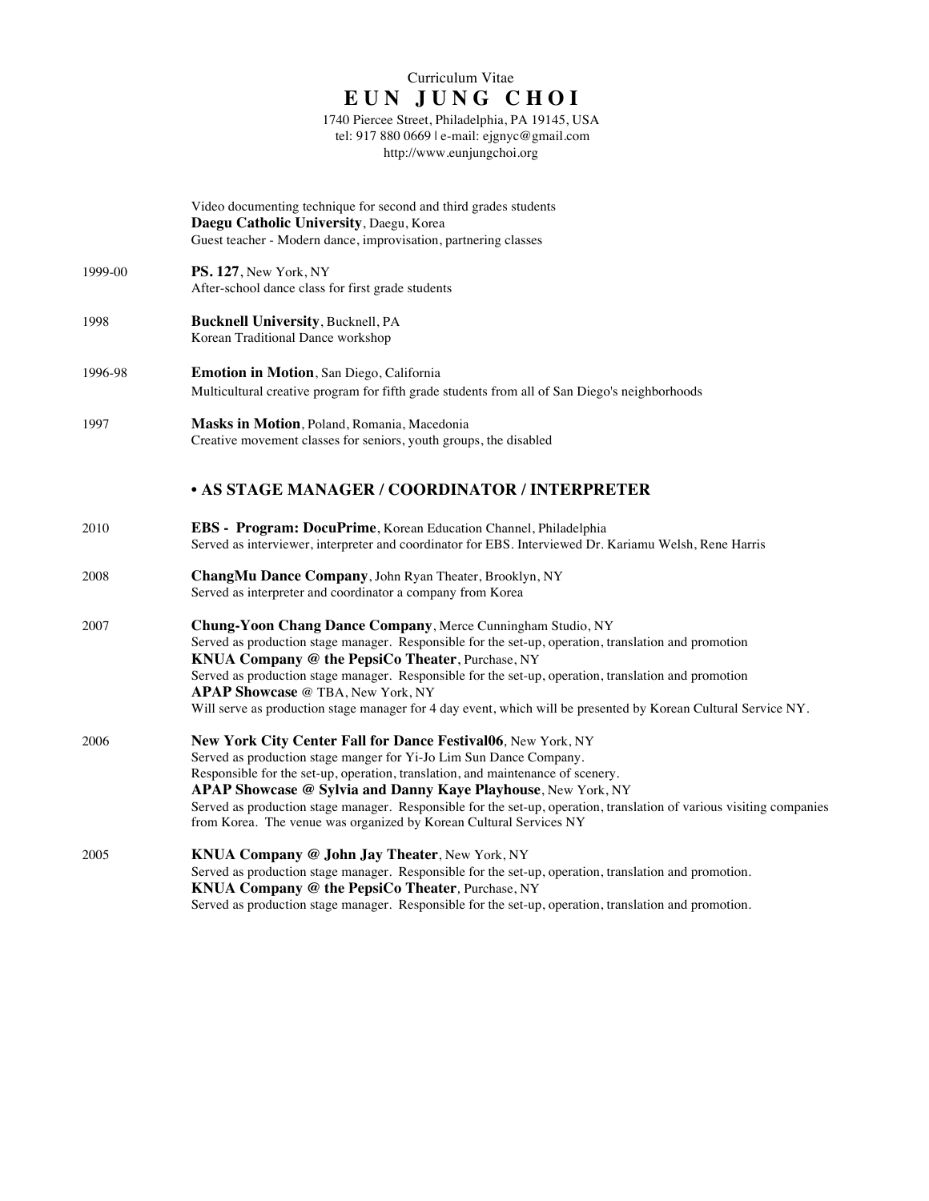Curriculum Vitae

# EUN JUNG CHOI

1740 Piercee Street, Philadelphia, PA 19145, USA
tel: 917 880 0669 | e-mail: ejgnyc@gmail.com
http://www.eunjungchoi.org

Video documenting technique for second and third grades students
**Daegu Catholic University**, Daegu, Korea
Guest teacher - Modern dance, improvisation, partnering classes

1999-00 **PS. 127**, New York, NY
After-school dance class for first grade students

1998 **Bucknell University**, Bucknell, PA
Korean Traditional Dance workshop

1996-98 **Emotion in Motion**, San Diego, California
Multicultural creative program for fifth grade students from all of San Diego's neighborhoods

1997 **Masks in Motion**, Poland, Romania, Macedonia
Creative movement classes for seniors, youth groups, the disabled

## • AS STAGE MANAGER / COORDINATOR / INTERPRETER

2010 **EBS - Program: DocuPrime**, Korean Education Channel, Philadelphia
Served as interviewer, interpreter and coordinator for EBS. Interviewed Dr. Kariamu Welsh, Rene Harris

2008 **ChangMu Dance Company**, John Ryan Theater, Brooklyn, NY
Served as interpreter and coordinator a company from Korea

2007 **Chung-Yoon Chang Dance Company**, Merce Cunningham Studio, NY
Served as production stage manager. Responsible for the set-up, operation, translation and promotion
**KNUA Company @ the PepsiCo Theater**, Purchase, NY
Served as production stage manager. Responsible for the set-up, operation, translation and promotion
**APAP Showcase** @ TBA, New York, NY
Will serve as production stage manager for 4 day event, which will be presented by Korean Cultural Service NY.

2006 **New York City Center Fall for Dance Festival06**, New York, NY
Served as production stage manger for Yi-Jo Lim Sun Dance Company.
Responsible for the set-up, operation, translation, and maintenance of scenery.
**APAP Showcase @ Sylvia and Danny Kaye Playhouse**, New York, NY
Served as production stage manager. Responsible for the set-up, operation, translation of various visiting companies from Korea. The venue was organized by Korean Cultural Services NY

2005 **KNUA Company @ John Jay Theater**, New York, NY
Served as production stage manager. Responsible for the set-up, operation, translation and promotion.
**KNUA Company @ the PepsiCo Theater**, Purchase, NY
Served as production stage manager. Responsible for the set-up, operation, translation and promotion.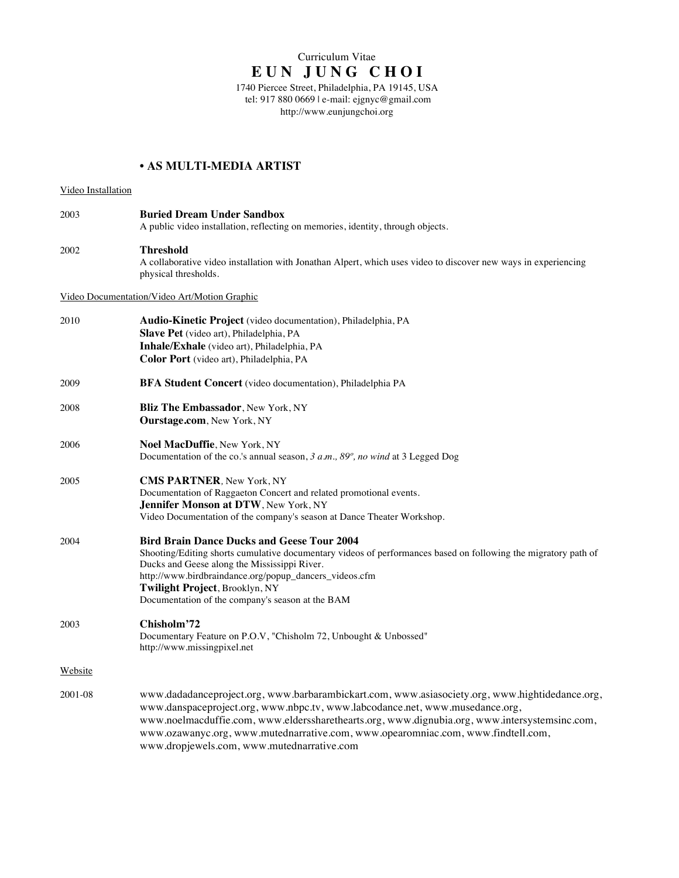Curriculum Vitae

# E U N J U N G C H O I

1740 Piercee Street, Philadelphia, PA 19145, USA
tel: 917 880 0669 | e-mail: ejgnyc@gmail.com
http://www.eunjungchoi.org

## • AS MULTI-MEDIA ARTIST

Video Installation

2003 **Buried Dream Under Sandbox**
A public video installation, reflecting on memories, identity, through objects.

2002 **Threshold**
A collaborative video installation with Jonathan Alpert, which uses video to discover new ways in experiencing physical thresholds.

Video Documentation/Video Art/Motion Graphic

2010 **Audio-Kinetic Project** (video documentation), Philadelphia, PA
**Slave Pet** (video art), Philadelphia, PA
**Inhale/Exhale** (video art), Philadelphia, PA
**Color Port** (video art), Philadelphia, PA

2009 **BFA Student Concert** (video documentation), Philadelphia PA

2008 **Bliz The Embassador**, New York, NY
**Ourstage.com**, New York, NY

2006 **Noel MacDuffie**, New York, NY
Documentation of the co.'s annual season, *3 a.m., 89º, no wind* at 3 Legged Dog

2005 **CMS PARTNER**, New York, NY
Documentation of Raggaeton Concert and related promotional events.
**Jennifer Monson at DTW**, New York, NY
Video Documentation of the company's season at Dance Theater Workshop.

2004 **Bird Brain Dance Ducks and Geese Tour 2004**
Shooting/Editing shorts cumulative documentary videos of performances based on following the migratory path of Ducks and Geese along the Mississippi River.
http://www.birdbraindance.org/popup_dancers_videos.cfm
**Twilight Project**, Brooklyn, NY
Documentation of the company's season at the BAM

2003 **Chisholm'72**
Documentary Feature on P.O.V, "Chisholm 72, Unbought & Unbossed"
http://www.missingpixel.net

Website

2001-08 www.dadadanceproject.org, www.barbarambickart.com, www.asiasociety.org, www.hightidedance.org, www.danspaceproject.org, www.nbpc.tv, www.labcodance.net, www.musedance.org, www.noelmacduffie.com, www.eldersharethearts.org, www.dignubia.org, www.intersystemsinc.com, www.ozawanyc.org, www.mutednarrative.com, www.opearomniac.com, www.findtell.com, www.dropjewels.com, www.mutednarrative.com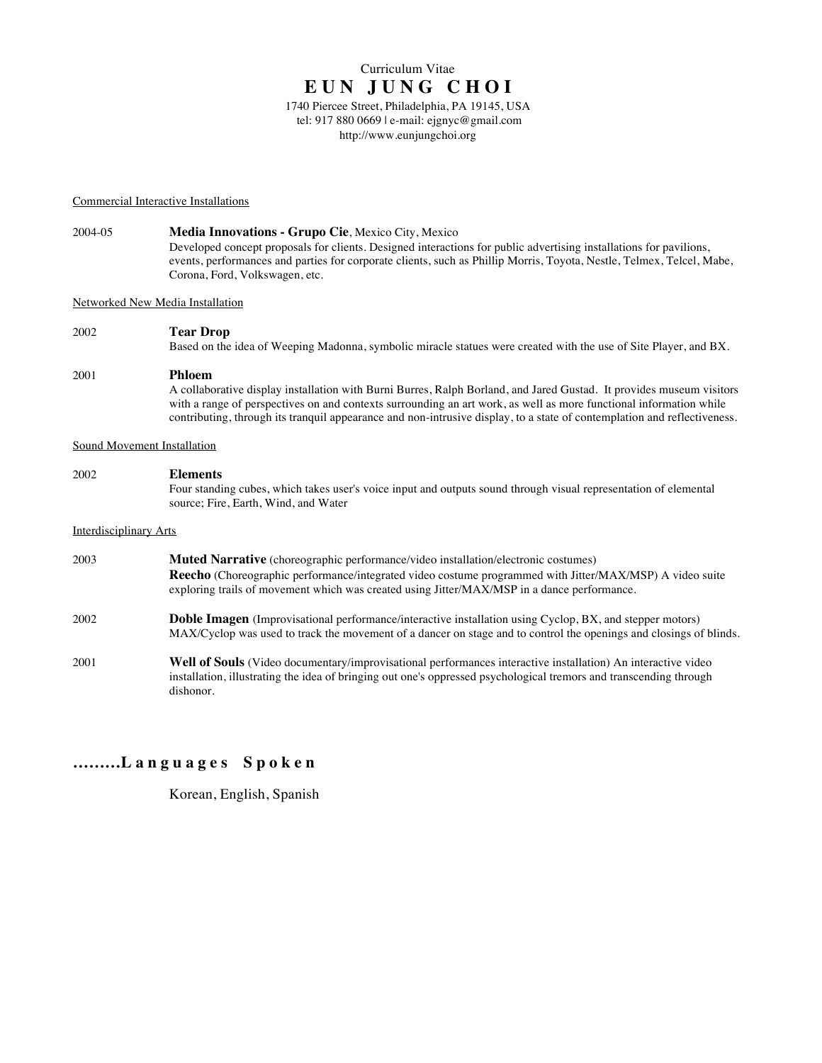Curriculum Vitae

# EUN JUNG CHOI

1740 Piercee Street, Philadelphia, PA 19145, USA
tel: 917 880 0669 | e-mail: ejgnyc@gmail.com
http://www.eunjungchoi.org

<u>Commercial Interactive Installations</u>

2004-05 **Media Innovations - Grupo Cie**, Mexico City, Mexico
Developed concept proposals for clients. Designed interactions for public advertising installations for pavilions, events, performances and parties for corporate clients, such as Phillip Morris, Toyota, Nestle, Telmex, Telcel, Mabe, Corona, Ford, Volkswagen, etc.

<u>Networked New Media Installation</u>

2002 **Tear Drop**
Based on the idea of Weeping Madonna, symbolic miracle statues were created with the use of Site Player, and BX.

2001 **Phloem**
A collaborative display installation with Burni Burres, Ralph Borland, and Jared Gustad. It provides museum visitors with a range of perspectives on and contexts surrounding an art work, as well as more functional information while contributing, through its tranquil appearance and non-intrusive display, to a state of contemplation and reflectiveness.

<u>Sound Movement Installation</u>

2002 **Elements**
Four standing cubes, which takes user's voice input and outputs sound through visual representation of elemental source; Fire, Earth, Wind, and Water

<u>Interdisciplinary Arts</u>

2003 **Muted Narrative** (choreographic performance/video installation/electronic costumes)
**Reecho** (Choreographic performance/integrated video costume programmed with Jitter/MAX/MSP) A video suite exploring trails of movement which was created using Jitter/MAX/MSP in a dance performance.

2002 **Doble Imagen** (Improvisational performance/interactive installation using Cyclop, BX, and stepper motors)
MAX/Cyclop was used to track the movement of a dancer on stage and to control the openings and closings of blinds.

2001 **Well of Souls** (Video documentary/improvisational performances interactive installation) An interactive video installation, illustrating the idea of bringing out one's oppressed psychological tremors and transcending through dishonor.

## .........Languages Spoken

Korean, English, Spanish